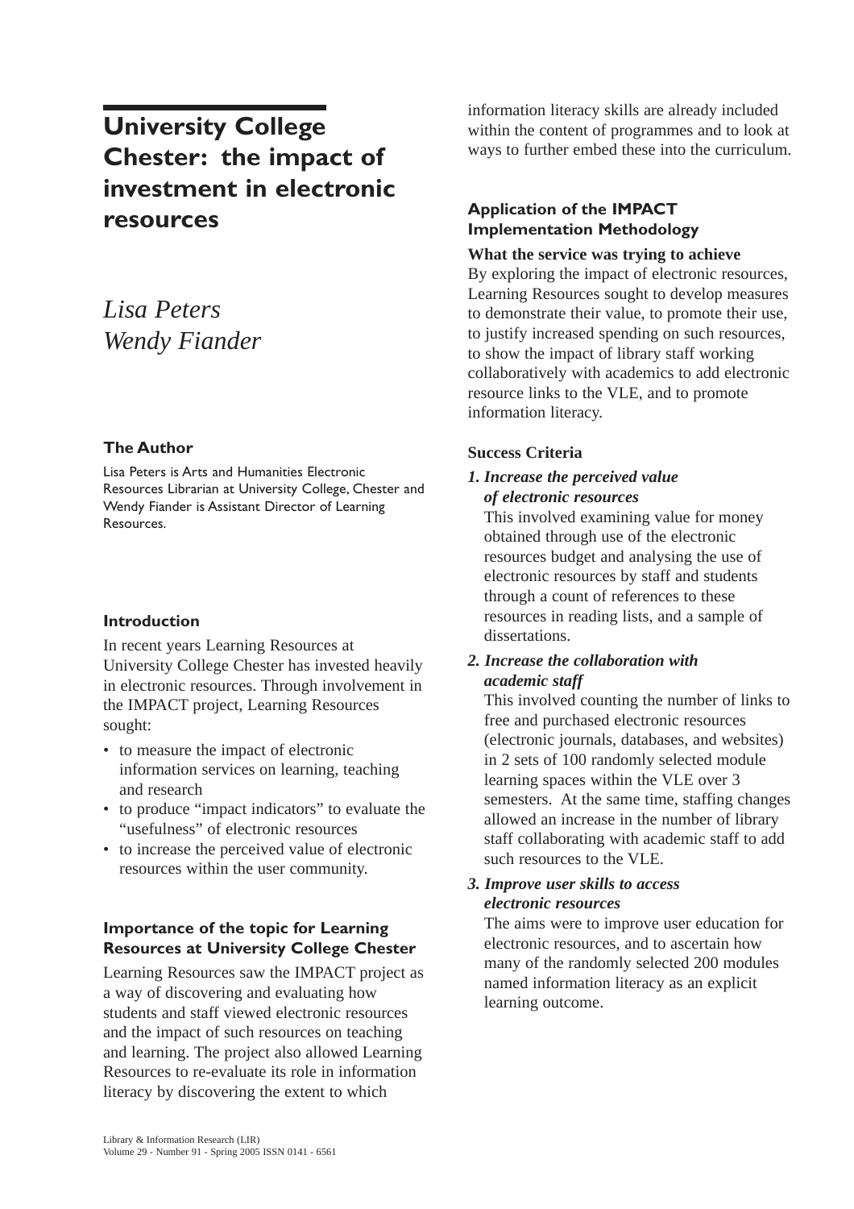# University College Chester: the impact of investment in electronic resources

*Lisa Peters*
*Wendy Fiander*

### The Author

Lisa Peters is Arts and Humanities Electronic Resources Librarian at University College, Chester and Wendy Fiander is Assistant Director of Learning Resources.

## Introduction

In recent years Learning Resources at University College Chester has invested heavily in electronic resources. Through involvement in the IMPACT project, Learning Resources sought:

- to measure the impact of electronic information services on learning, teaching and research
- to produce "impact indicators" to evaluate the "usefulness" of electronic resources
- to increase the perceived value of electronic resources within the user community.

## Importance of the topic for Learning Resources at University College Chester

Learning Resources saw the IMPACT project as a way of discovering and evaluating how students and staff viewed electronic resources and the impact of such resources on teaching and learning. The project also allowed Learning Resources to re-evaluate its role in information literacy by discovering the extent to which information literacy skills are already included within the content of programmes and to look at ways to further embed these into the curriculum.

## Application of the IMPACT Implementation Methodology

**What the service was trying to achieve**

By exploring the impact of electronic resources, Learning Resources sought to develop measures to demonstrate their value, to promote their use, to justify increased spending on such resources, to show the impact of library staff working collaboratively with academics to add electronic resource links to the VLE, and to promote information literacy.

**Success Criteria**

1. ***Increase the perceived value of electronic resources***

   This involved examining value for money obtained through use of the electronic resources budget and analysing the use of electronic resources by staff and students through a count of references to these resources in reading lists, and a sample of dissertations.

2. ***Increase the collaboration with academic staff***

   This involved counting the number of links to free and purchased electronic resources (electronic journals, databases, and websites) in 2 sets of 100 randomly selected module learning spaces within the VLE over 3 semesters. At the same time, staffing changes allowed an increase in the number of library staff collaborating with academic staff to add such resources to the VLE.

3. ***Improve user skills to access electronic resources***

   The aims were to improve user education for electronic resources, and to ascertain how many of the randomly selected 200 modules named information literacy as an explicit learning outcome.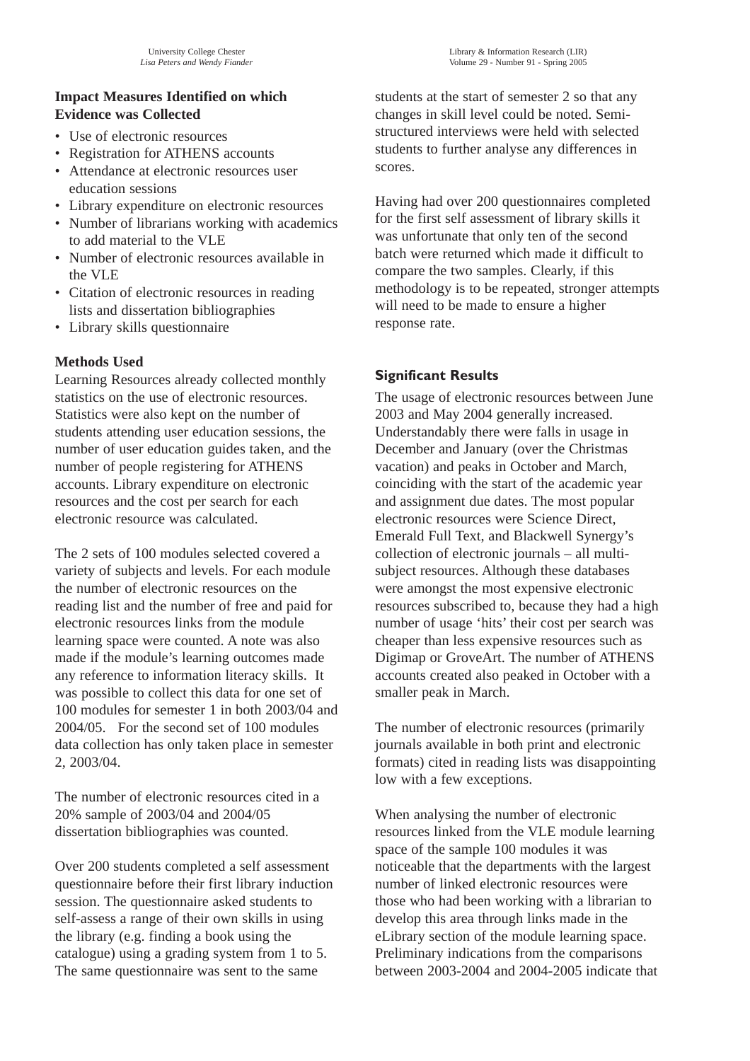### Impact Measures Identified on which Evidence was Collected

- Use of electronic resources
- Registration for ATHENS accounts
- Attendance at electronic resources user education sessions
- Library expenditure on electronic resources
- Number of librarians working with academics to add material to the VLE
- Number of electronic resources available in the VLE
- Citation of electronic resources in reading lists and dissertation bibliographies
- Library skills questionnaire

### Methods Used

Learning Resources already collected monthly statistics on the use of electronic resources. Statistics were also kept on the number of students attending user education sessions, the number of user education guides taken, and the number of people registering for ATHENS accounts. Library expenditure on electronic resources and the cost per search for each electronic resource was calculated.

The 2 sets of 100 modules selected covered a variety of subjects and levels. For each module the number of electronic resources on the reading list and the number of free and paid for electronic resources links from the module learning space were counted. A note was also made if the module's learning outcomes made any reference to information literacy skills. It was possible to collect this data for one set of 100 modules for semester 1 in both 2003/04 and 2004/05. For the second set of 100 modules data collection has only taken place in semester 2, 2003/04.

The number of electronic resources cited in a 20% sample of 2003/04 and 2004/05 dissertation bibliographies was counted.

Over 200 students completed a self assessment questionnaire before their first library induction session. The questionnaire asked students to self-assess a range of their own skills in using the library (e.g. finding a book using the catalogue) using a grading system from 1 to 5. The same questionnaire was sent to the same students at the start of semester 2 so that any changes in skill level could be noted. Semi-structured interviews were held with selected students to further analyse any differences in scores.

Having had over 200 questionnaires completed for the first self assessment of library skills it was unfortunate that only ten of the second batch were returned which made it difficult to compare the two samples. Clearly, if this methodology is to be repeated, stronger attempts will need to be made to ensure a higher response rate.

### Significant Results

The usage of electronic resources between June 2003 and May 2004 generally increased. Understandably there were falls in usage in December and January (over the Christmas vacation) and peaks in October and March, coinciding with the start of the academic year and assignment due dates. The most popular electronic resources were Science Direct, Emerald Full Text, and Blackwell Synergy's collection of electronic journals – all multi-subject resources. Although these databases were amongst the most expensive electronic resources subscribed to, because they had a high number of usage 'hits' their cost per search was cheaper than less expensive resources such as Digimap or GroveArt. The number of ATHENS accounts created also peaked in October with a smaller peak in March.

The number of electronic resources (primarily journals available in both print and electronic formats) cited in reading lists was disappointing low with a few exceptions.

When analysing the number of electronic resources linked from the VLE module learning space of the sample 100 modules it was noticeable that the departments with the largest number of linked electronic resources were those who had been working with a librarian to develop this area through links made in the eLibrary section of the module learning space. Preliminary indications from the comparisons between 2003-2004 and 2004-2005 indicate that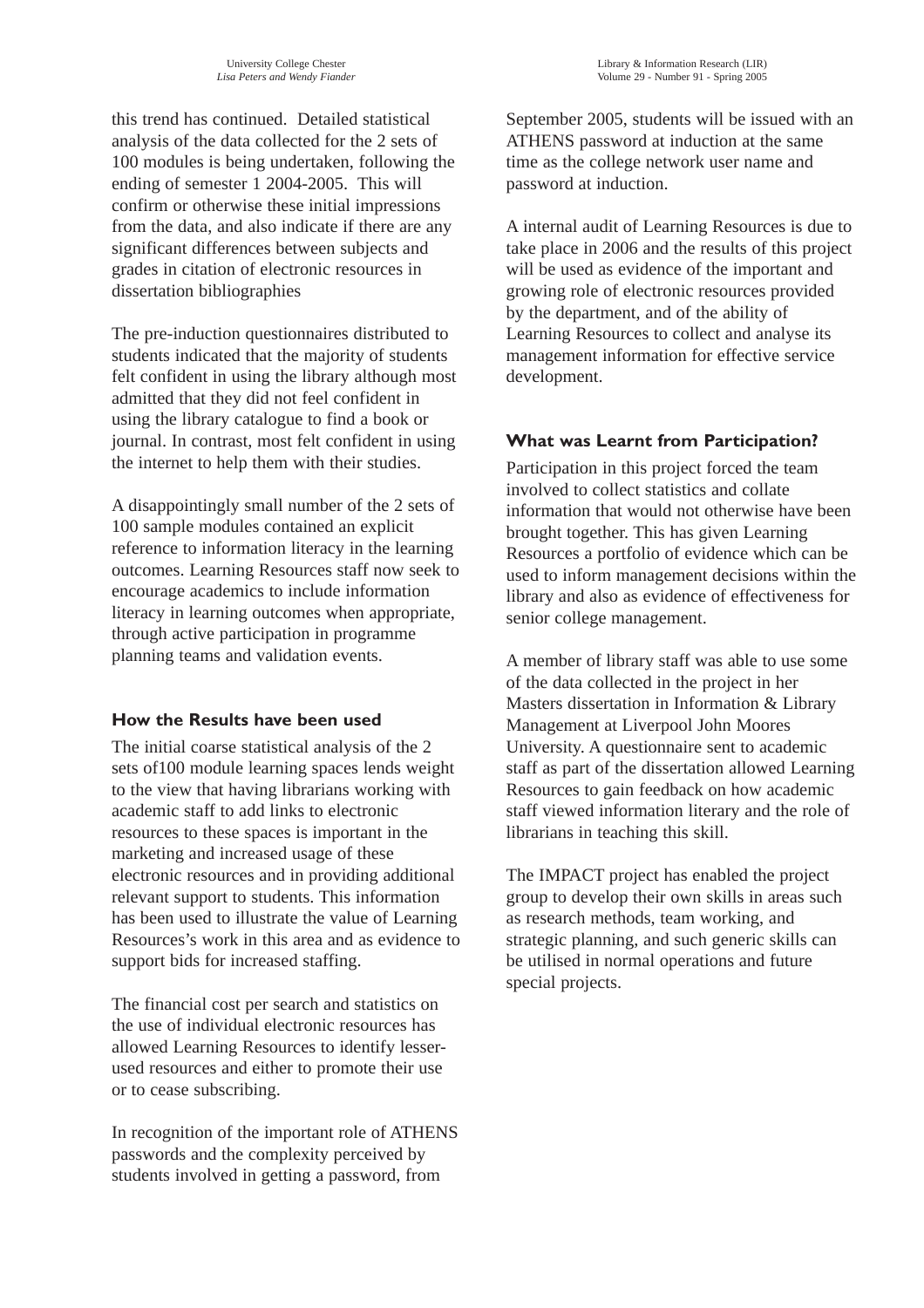this trend has continued. Detailed statistical analysis of the data collected for the 2 sets of 100 modules is being undertaken, following the ending of semester 1 2004-2005. This will confirm or otherwise these initial impressions from the data, and also indicate if there are any significant differences between subjects and grades in citation of electronic resources in dissertation bibliographies

The pre-induction questionnaires distributed to students indicated that the majority of students felt confident in using the library although most admitted that they did not feel confident in using the library catalogue to find a book or journal. In contrast, most felt confident in using the internet to help them with their studies.

A disappointingly small number of the 2 sets of 100 sample modules contained an explicit reference to information literacy in the learning outcomes. Learning Resources staff now seek to encourage academics to include information literacy in learning outcomes when appropriate, through active participation in programme planning teams and validation events.

## How the Results have been used

The initial coarse statistical analysis of the 2 sets of100 module learning spaces lends weight to the view that having librarians working with academic staff to add links to electronic resources to these spaces is important in the marketing and increased usage of these electronic resources and in providing additional relevant support to students. This information has been used to illustrate the value of Learning Resources's work in this area and as evidence to support bids for increased staffing.

The financial cost per search and statistics on the use of individual electronic resources has allowed Learning Resources to identify lesser-used resources and either to promote their use or to cease subscribing.

In recognition of the important role of ATHENS passwords and the complexity perceived by students involved in getting a password, from September 2005, students will be issued with an ATHENS password at induction at the same time as the college network user name and password at induction.

A internal audit of Learning Resources is due to take place in 2006 and the results of this project will be used as evidence of the important and growing role of electronic resources provided by the department, and of the ability of Learning Resources to collect and analyse its management information for effective service development.

## What was Learnt from Participation?

Participation in this project forced the team involved to collect statistics and collate information that would not otherwise have been brought together. This has given Learning Resources a portfolio of evidence which can be used to inform management decisions within the library and also as evidence of effectiveness for senior college management.

A member of library staff was able to use some of the data collected in the project in her Masters dissertation in Information & Library Management at Liverpool John Moores University. A questionnaire sent to academic staff as part of the dissertation allowed Learning Resources to gain feedback on how academic staff viewed information literary and the role of librarians in teaching this skill.

The IMPACT project has enabled the project group to develop their own skills in areas such as research methods, team working, and strategic planning, and such generic skills can be utilised in normal operations and future special projects.